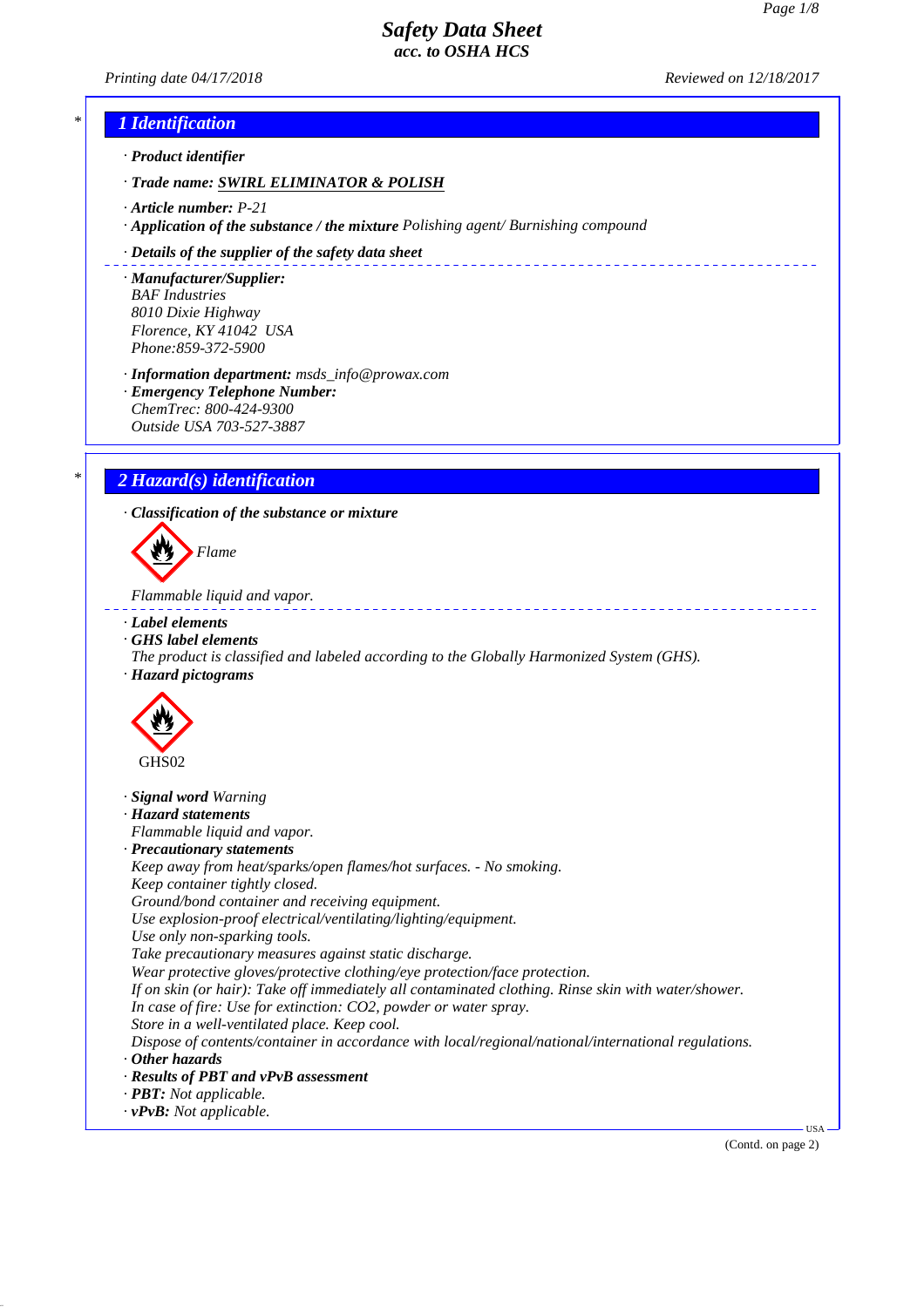# Safety Data Sheet
## acc. to OSHA HCS

*Printing date 04/17/2018* *Reviewed on 12/18/2017*

## 1 Identification

- ***Product identifier***
- ***Trade name:*** ***SWIRL ELIMINATOR & POLISH***
- ***Article number:*** *P-21*
- ***Application of the substance / the mixture*** *Polishing agent/ Burnishing compound*
- ***Details of the supplier of the safety data sheet***
- ***Manufacturer/Supplier:***
  *BAF Industries*
  *8010 Dixie Highway*
  *Florence, KY 41042 USA*
  *Phone:859-372-5900*
- ***Information department:*** *msds_info@prowax.com*
- ***Emergency Telephone Number:***
  *ChemTrec: 800-424-9300*
  *Outside USA 703-527-3887*

## 2 Hazard(s) identification

- ***Classification of the substance or mixture***

  *Flame*

  *Flammable liquid and vapor.*

- ***Label elements***
- ***GHS label elements***
  *The product is classified and labeled according to the Globally Harmonized System (GHS).*
- ***Hazard pictograms***

  GHS02

- ***Signal word*** *Warning*
- ***Hazard statements***
  *Flammable liquid and vapor.*
- ***Precautionary statements***
  *Keep away from heat/sparks/open flames/hot surfaces. - No smoking.*
  *Keep container tightly closed.*
  *Ground/bond container and receiving equipment.*
  *Use explosion-proof electrical/ventilating/lighting/equipment.*
  *Use only non-sparking tools.*
  *Take precautionary measures against static discharge.*
  *Wear protective gloves/protective clothing/eye protection/face protection.*
  *If on skin (or hair): Take off immediately all contaminated clothing. Rinse skin with water/shower.*
  *In case of fire: Use for extinction: CO2, powder or water spray.*
  *Store in a well-ventilated place. Keep cool.*
  *Dispose of contents/container in accordance with local/regional/national/international regulations.*
- ***Other hazards***
- ***Results of PBT and vPvB assessment***
- ***PBT:*** *Not applicable.*
- ***vPvB:*** *Not applicable.*

(Contd. on page 2)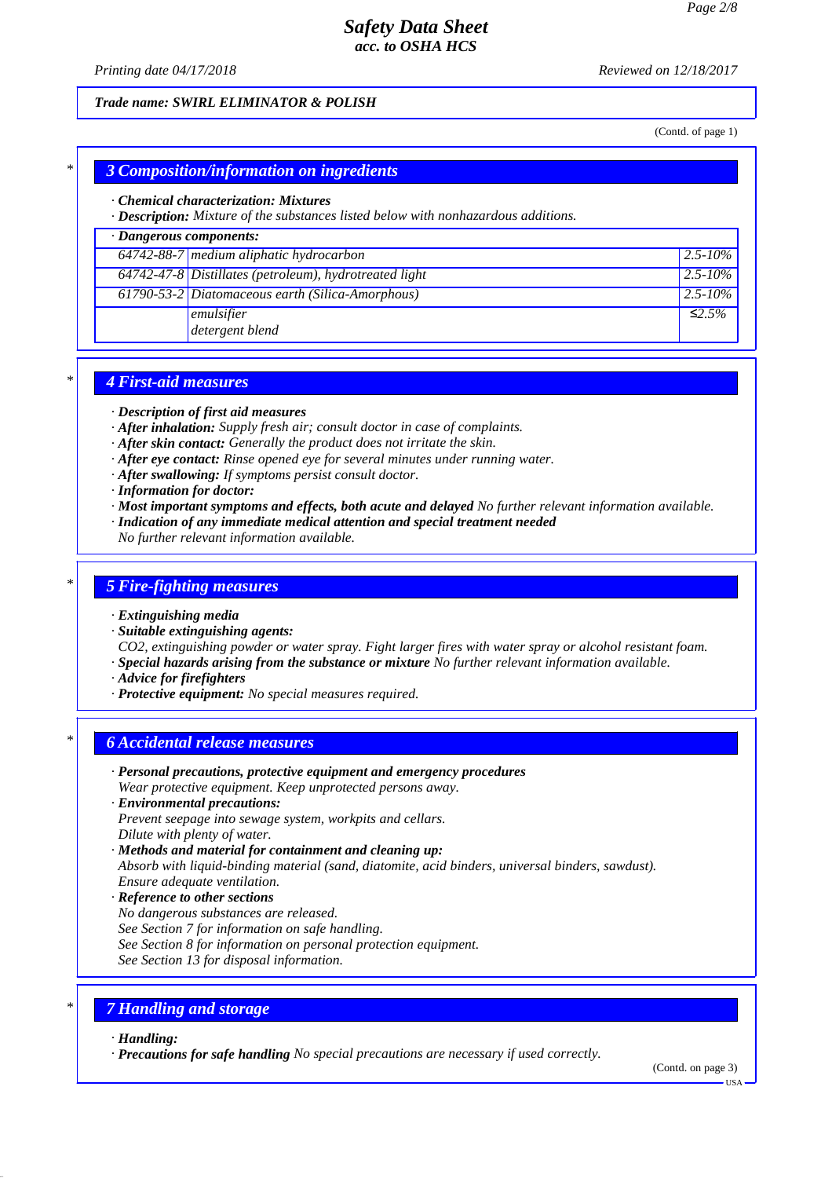Trade name: SWIRL ELIMINATOR & POLISH

(Contd. of page 1)

## 3 Composition/information on ingredients

· **Chemical characterization: Mixtures**
· **Description:** Mixture of the substances listed below with nonhazardous additions.

| · Dangerous components: | | |
|---|---|---|
| 64742-88-7 | medium aliphatic hydrocarbon | 2.5-10% |
| 64742-47-8 | Distillates (petroleum), hydrotreated light | 2.5-10% |
| 61790-53-2 | Diatomaceous earth (Silica-Amorphous) | 2.5-10% |
| | emulsifier<br>detergent blend | ≤2.5% |

## 4 First-aid measures

· **Description of first aid measures**
· **After inhalation:** Supply fresh air; consult doctor in case of complaints.
· **After skin contact:** Generally the product does not irritate the skin.
· **After eye contact:** Rinse opened eye for several minutes under running water.
· **After swallowing:** If symptoms persist consult doctor.
· **Information for doctor:**
· **Most important symptoms and effects, both acute and delayed** No further relevant information available.
· **Indication of any immediate medical attention and special treatment needed**
No further relevant information available.

## 5 Fire-fighting measures

· **Extinguishing media**
· **Suitable extinguishing agents:**
CO2, extinguishing powder or water spray. Fight larger fires with water spray or alcohol resistant foam.
· **Special hazards arising from the substance or mixture** No further relevant information available.
· **Advice for firefighters**
· **Protective equipment:** No special measures required.

## 6 Accidental release measures

· **Personal precautions, protective equipment and emergency procedures**
Wear protective equipment. Keep unprotected persons away.
· **Environmental precautions:**
Prevent seepage into sewage system, workpits and cellars.
Dilute with plenty of water.
· **Methods and material for containment and cleaning up:**
Absorb with liquid-binding material (sand, diatomite, acid binders, universal binders, sawdust).
Ensure adequate ventilation.
· **Reference to other sections**
No dangerous substances are released.
See Section 7 for information on safe handling.
See Section 8 for information on personal protection equipment.
See Section 13 for disposal information.

## 7 Handling and storage

· **Handling:**
· **Precautions for safe handling** No special precautions are necessary if used correctly.

(Contd. on page 3)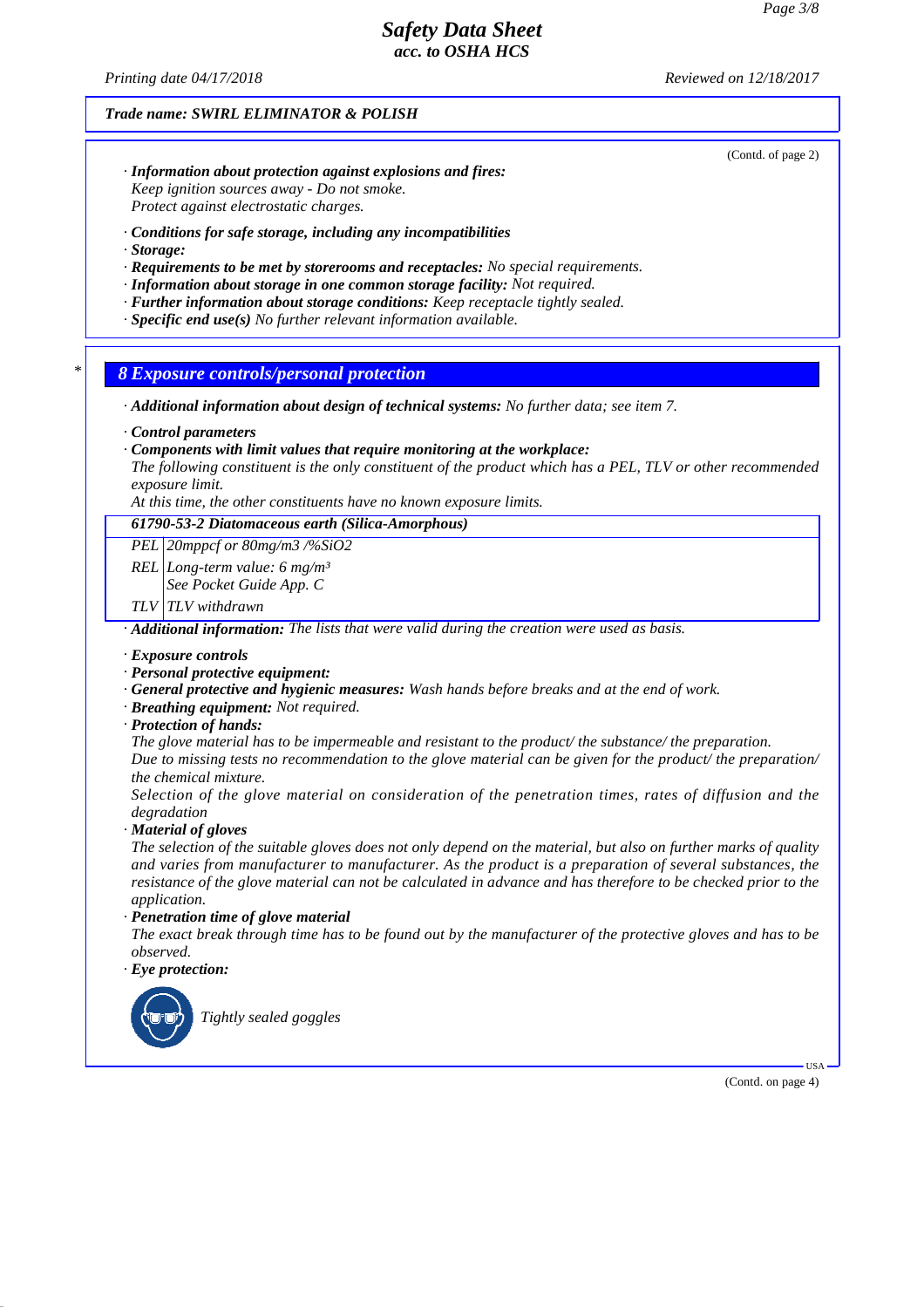Trade name: SWIRL ELIMINATOR & POLISH

(Contd. of page 2)

· **Information about protection against explosions and fires:**
Keep ignition sources away - Do not smoke.
Protect against electrostatic charges.

· **Conditions for safe storage, including any incompatibilities**
· **Storage:**
· **Requirements to be met by storerooms and receptacles:** No special requirements.
· **Information about storage in one common storage facility:** Not required.
· **Further information about storage conditions:** Keep receptacle tightly sealed.
· **Specific end use(s)** No further relevant information available.

## * 8 Exposure controls/personal protection

· **Additional information about design of technical systems:** No further data; see item 7.

· **Control parameters**
· **Components with limit values that require monitoring at the workplace:**
The following constituent is the only constituent of the product which has a PEL, TLV or other recommended exposure limit.
At this time, the other constituents have no known exposure limits.

| 61790-53-2 Diatomaceous earth (Silica-Amorphous) | |
|---|---|
| PEL | 20mppcf or 80mg/m3 /%SiO2 |
| REL | Long-term value: 6 mg/m³<br>See Pocket Guide App. C |
| TLV | TLV withdrawn |

· **Additional information:** The lists that were valid during the creation were used as basis.

· **Exposure controls**
· **Personal protective equipment:**
· **General protective and hygienic measures:** Wash hands before breaks and at the end of work.
· **Breathing equipment:** Not required.
· **Protection of hands:**
The glove material has to be impermeable and resistant to the product/ the substance/ the preparation.
Due to missing tests no recommendation to the glove material can be given for the product/ the preparation/ the chemical mixture.
Selection of the glove material on consideration of the penetration times, rates of diffusion and the degradation
· **Material of gloves**
The selection of the suitable gloves does not only depend on the material, but also on further marks of quality and varies from manufacturer to manufacturer. As the product is a preparation of several substances, the resistance of the glove material can not be calculated in advance and has therefore to be checked prior to the application.
· **Penetration time of glove material**
The exact break through time has to be found out by the manufacturer of the protective gloves and has to be observed.
· **Eye protection:**

Tightly sealed goggles

(Contd. on page 4)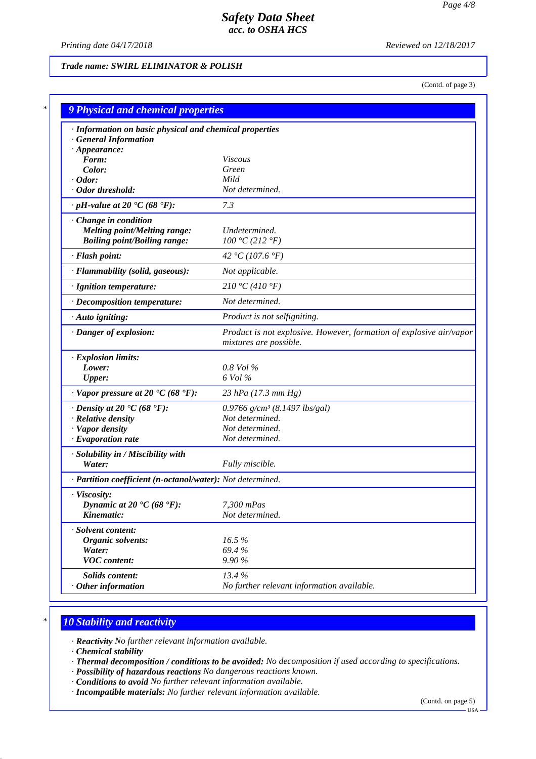Trade name: SWIRL ELIMINATOR & POLISH

(Contd. of page 3)

## 9 Physical and chemical properties

| | |
|---|---|
| **· Information on basic physical and chemical properties** | |
| **· General Information** | |
| **· Appearance:** | |
| **Form:** | Viscous |
| **Color:** | Green |
| **· Odor:** | Mild |
| **· Odor threshold:** | Not determined. |
| **· pH-value at 20 °C (68 °F):** | 7.3 |
| **· Change in condition** | |
| **Melting point/Melting range:** | Undetermined. |
| **Boiling point/Boiling range:** | 100 °C (212 °F) |
| **· Flash point:** | 42 °C (107.6 °F) |
| **· Flammability (solid, gaseous):** | Not applicable. |
| **· Ignition temperature:** | 210 °C (410 °F) |
| **· Decomposition temperature:** | Not determined. |
| **· Auto igniting:** | Product is not selfigniting. |
| **· Danger of explosion:** | Product is not explosive. However, formation of explosive air/vapor mixtures are possible. |
| **· Explosion limits:** | |
| **Lower:** | 0.8 Vol % |
| **Upper:** | 6 Vol % |
| **· Vapor pressure at 20 °C (68 °F):** | 23 hPa (17.3 mm Hg) |
| **· Density at 20 °C (68 °F):** | 0.9766 g/cm³ (8.1497 lbs/gal) |
| **· Relative density** | Not determined. |
| **· Vapor density** | Not determined. |
| **· Evaporation rate** | Not determined. |
| **· Solubility in / Miscibility with** | |
| **Water:** | Fully miscible. |
| **· Partition coefficient (n-octanol/water):** | Not determined. |
| **· Viscosity:** | |
| **Dynamic at 20 °C (68 °F):** | 7,300 mPas |
| **Kinematic:** | Not determined. |
| **· Solvent content:** | |
| **Organic solvents:** | 16.5 % |
| **Water:** | 69.4 % |
| **VOC content:** | 9.90 % |
| **Solids content:** | 13.4 % |
| **· Other information** | No further relevant information available. |

## 10 Stability and reactivity

- **Reactivity** No further relevant information available.
- **Chemical stability**
- **Thermal decomposition / conditions to be avoided:** No decomposition if used according to specifications.
- **Possibility of hazardous reactions** No dangerous reactions known.
- **Conditions to avoid** No further relevant information available.
- **Incompatible materials:** No further relevant information available.

(Contd. on page 5)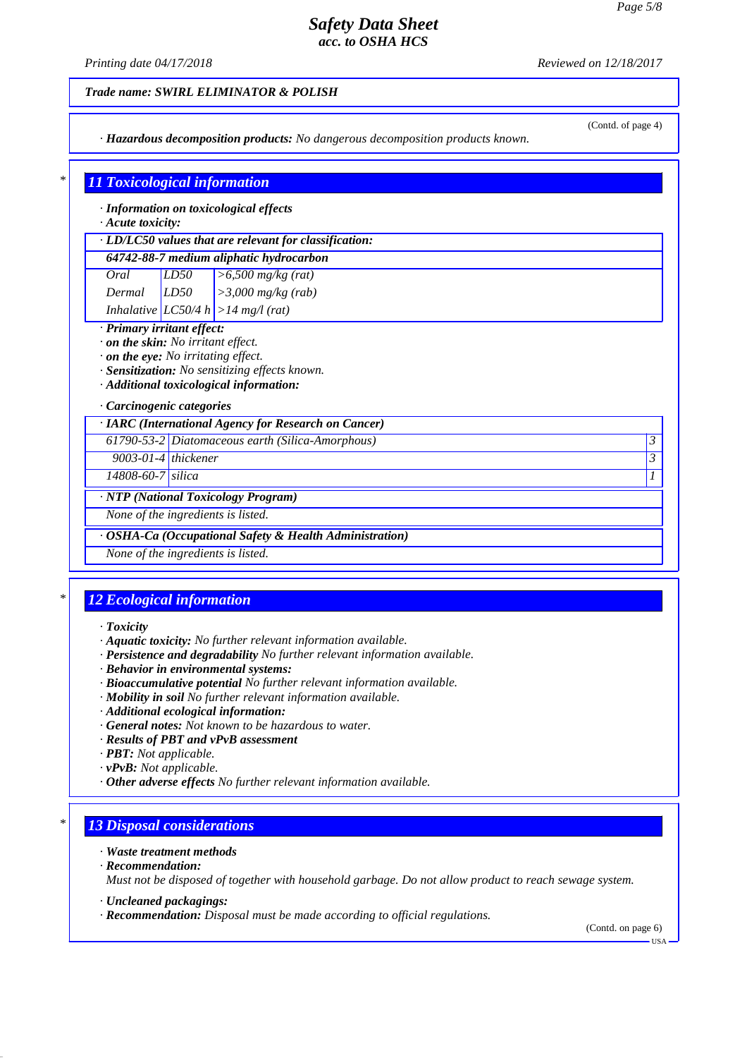Trade name: SWIRL ELIMINATOR & POLISH

(Contd. of page 4)

· **Hazardous decomposition products:** No dangerous decomposition products known.

## 11 Toxicological information

· **Information on toxicological effects**
· **Acute toxicity:**

| · LD/LC50 values that are relevant for classification: | | |
|---|---|---|
| **64742-88-7 medium aliphatic hydrocarbon** | | |
| Oral | LD50 | >6,500 mg/kg (rat) |
| Dermal | LD50 | >3,000 mg/kg (rab) |
| Inhalative | LC50/4 h | >14 mg/l (rat) |

· **Primary irritant effect:**
· **on the skin:** No irritant effect.
· **on the eye:** No irritating effect.
· **Sensitization:** No sensitizing effects known.
· **Additional toxicological information:**

· **Carcinogenic categories**

| · IARC (International Agency for Research on Cancer) | | |
|---|---|---|
| 61790-53-2 | Diatomaceous earth (Silica-Amorphous) | 3 |
| 9003-01-4 | thickener | 3 |
| 14808-60-7 | silica | 1 |

· **NTP (National Toxicology Program)**

None of the ingredients is listed.

· **OSHA-Ca (Occupational Safety & Health Administration)**

None of the ingredients is listed.

## 12 Ecological information

· **Toxicity**
· **Aquatic toxicity:** No further relevant information available.
· **Persistence and degradability** No further relevant information available.
· **Behavior in environmental systems:**
· **Bioaccumulative potential** No further relevant information available.
· **Mobility in soil** No further relevant information available.
· **Additional ecological information:**
· **General notes:** Not known to be hazardous to water.
· **Results of PBT and vPvB assessment**
· **PBT:** Not applicable.
· **vPvB:** Not applicable.
· **Other adverse effects** No further relevant information available.

## 13 Disposal considerations

· **Waste treatment methods**
· **Recommendation:**
Must not be disposed of together with household garbage. Do not allow product to reach sewage system.

· **Uncleaned packagings:**
· **Recommendation:** Disposal must be made according to official regulations.

(Contd. on page 6)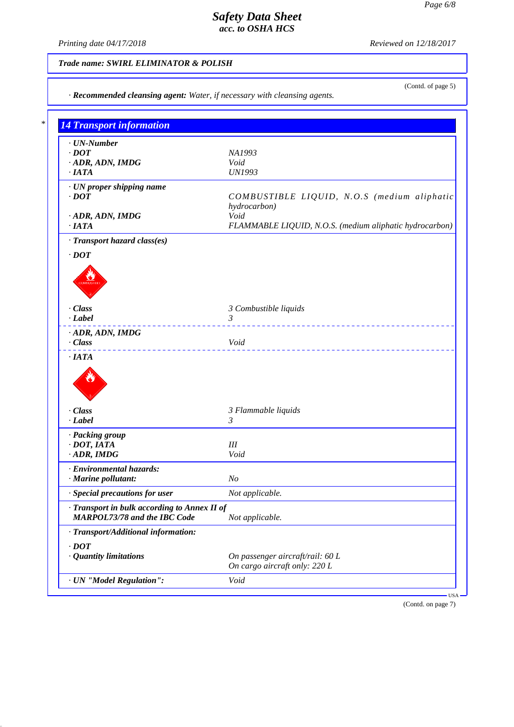**Trade name: SWIRL ELIMINATOR & POLISH**

(Contd. of page 5)

· **Recommended cleansing agent:** Water, if necessary with cleansing agents.

## 14 Transport information

| | |
|---|---|
| · **UN-Number** | |
| · **DOT** | NA1993 |
| · **ADR, ADN, IMDG** | Void |
| · **IATA** | UN1993 |
| · **UN proper shipping name** | |
| · **DOT** | COMBUSTIBLE LIQUID, N.O.S (medium aliphatic hydrocarbon) |
| · **ADR, ADN, IMDG** | Void |
| · **IATA** | FLAMMABLE LIQUID, N.O.S. (medium aliphatic hydrocarbon) |
| · **Transport hazard class(es)** | |
| · **DOT** | |
| · **Class** | 3 Combustible liquids |
| · **Label** | 3 |
| · **ADR, ADN, IMDG** | |
| · **Class** | Void |
| · **IATA** | |
| · **Class** | 3 Flammable liquids |
| · **Label** | 3 |
| · **Packing group** | |
| · **DOT, IATA** | III |
| · **ADR, IMDG** | Void |
| · **Environmental hazards:** | |
| · **Marine pollutant:** | No |
| · **Special precautions for user** | Not applicable. |
| · **Transport in bulk according to Annex II of MARPOL73/78 and the IBC Code** | Not applicable. |
| · **Transport/Additional information:** | |
| · **DOT** | |
| · **Quantity limitations** | On passenger aircraft/rail: 60 L<br>On cargo aircraft only: 220 L |
| · **UN "Model Regulation":** | Void |

(Contd. on page 7)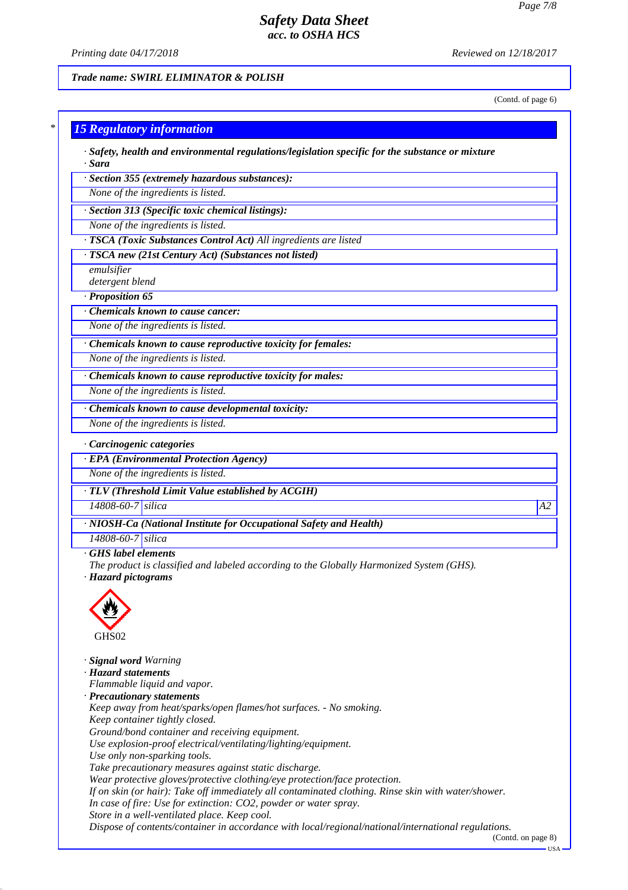Trade name: SWIRL ELIMINATOR & POLISH

(Contd. of page 6)

## 15 Regulatory information

· **Safety, health and environmental regulations/legislation specific for the substance or mixture**
· **Sara**

· **Section 355 (extremely hazardous substances):**
None of the ingredients is listed.

· **Section 313 (Specific toxic chemical listings):**
None of the ingredients is listed.

· **TSCA (Toxic Substances Control Act)** All ingredients are listed

· **TSCA new (21st Century Act) (Substances not listed)**
emulsifier
detergent blend

· **Proposition 65**

· **Chemicals known to cause cancer:**
None of the ingredients is listed.

· **Chemicals known to cause reproductive toxicity for females:**
None of the ingredients is listed.

· **Chemicals known to cause reproductive toxicity for males:**
None of the ingredients is listed.

· **Chemicals known to cause developmental toxicity:**
None of the ingredients is listed.

· **Carcinogenic categories**

· **EPA (Environmental Protection Agency)**
None of the ingredients is listed.

· **TLV (Threshold Limit Value established by ACGIH)**

| 14808-60-7 | silica | A2 |
|---|---|---|

· **NIOSH-Ca (National Institute for Occupational Safety and Health)**

| 14808-60-7 | silica |
|---|---|

· **GHS label elements**
The product is classified and labeled according to the Globally Harmonized System (GHS).
· **Hazard pictograms**

GHS02

· **Signal word** Warning
· **Hazard statements**
Flammable liquid and vapor.
· **Precautionary statements**
Keep away from heat/sparks/open flames/hot surfaces. - No smoking.
Keep container tightly closed.
Ground/bond container and receiving equipment.
Use explosion-proof electrical/ventilating/lighting/equipment.
Use only non-sparking tools.
Take precautionary measures against static discharge.
Wear protective gloves/protective clothing/eye protection/face protection.
If on skin (or hair): Take off immediately all contaminated clothing. Rinse skin with water/shower.
In case of fire: Use for extinction: $CO_2$, powder or water spray.
Store in a well-ventilated place. Keep cool.
Dispose of contents/container in accordance with local/regional/national/international regulations.

(Contd. on page 8)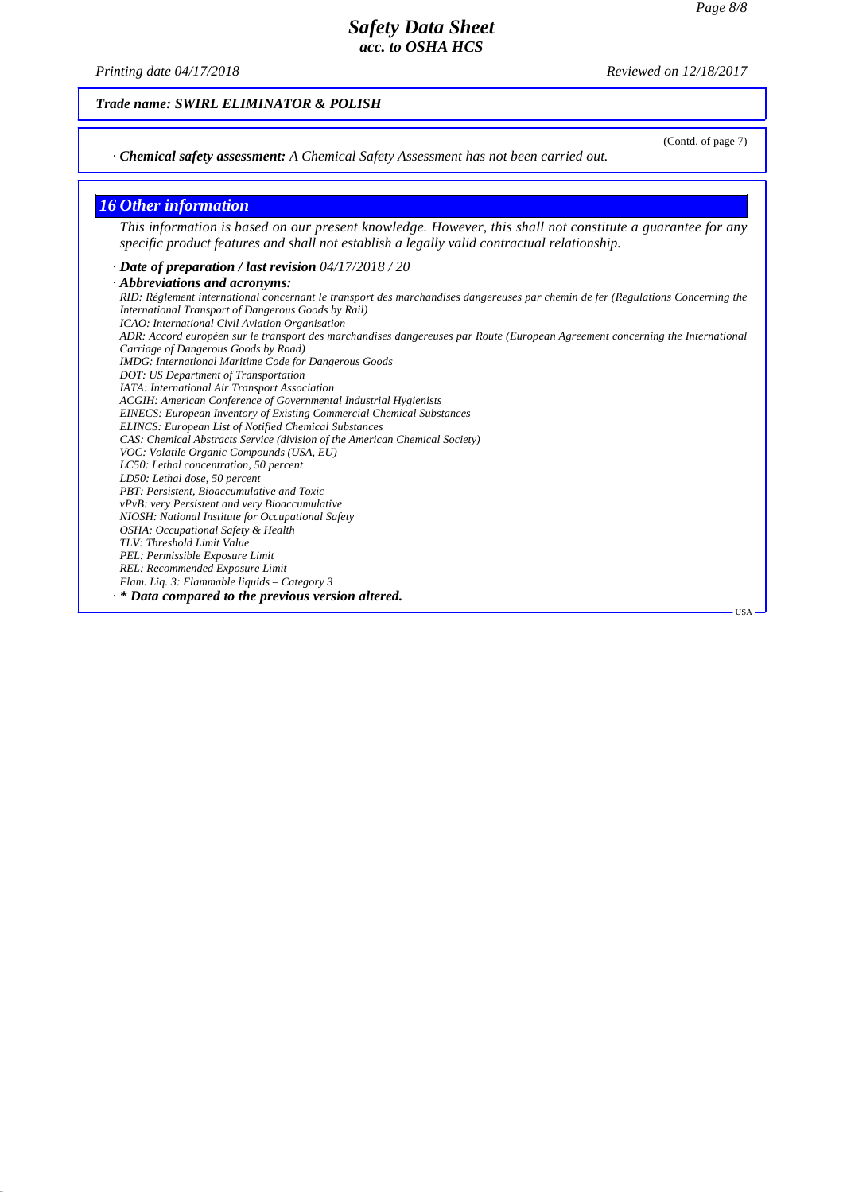(Contd. of page 7)

· **Chemical safety assessment:** A Chemical Safety Assessment has not been carried out.

## 16 Other information

This information is based on our present knowledge. However, this shall not constitute a guarantee for any specific product features and shall not establish a legally valid contractual relationship.

· **Date of preparation / last revision** 04/17/2018 / 20

· **Abbreviations and acronyms:**

RID: Règlement international concernant le transport des marchandises dangereuses par chemin de fer (Regulations Concerning the International Transport of Dangerous Goods by Rail)
ICAO: International Civil Aviation Organisation
ADR: Accord européen sur le transport des marchandises dangereuses par Route (European Agreement concerning the International Carriage of Dangerous Goods by Road)
IMDG: International Maritime Code for Dangerous Goods
DOT: US Department of Transportation
IATA: International Air Transport Association
ACGIH: American Conference of Governmental Industrial Hygienists
EINECS: European Inventory of Existing Commercial Chemical Substances
ELINCS: European List of Notified Chemical Substances
CAS: Chemical Abstracts Service (division of the American Chemical Society)
VOC: Volatile Organic Compounds (USA, EU)
LC50: Lethal concentration, 50 percent
LD50: Lethal dose, 50 percent
PBT: Persistent, Bioaccumulative and Toxic
vPvB: very Persistent and very Bioaccumulative
NIOSH: National Institute for Occupational Safety
OSHA: Occupational Safety & Health
TLV: Threshold Limit Value
PEL: Permissible Exposure Limit
REL: Recommended Exposure Limit
Flam. Liq. 3: Flammable liquids – Category 3

· *** Data compared to the previous version altered.**

USA